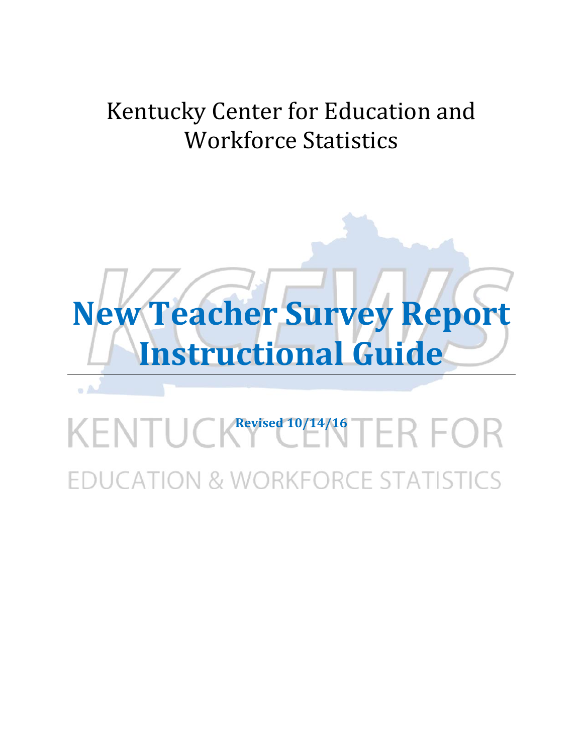Kentucky Center for Education and Workforce Statistics

# New Teacher Survey Report Instructional Guide

**Revised 10/14/16**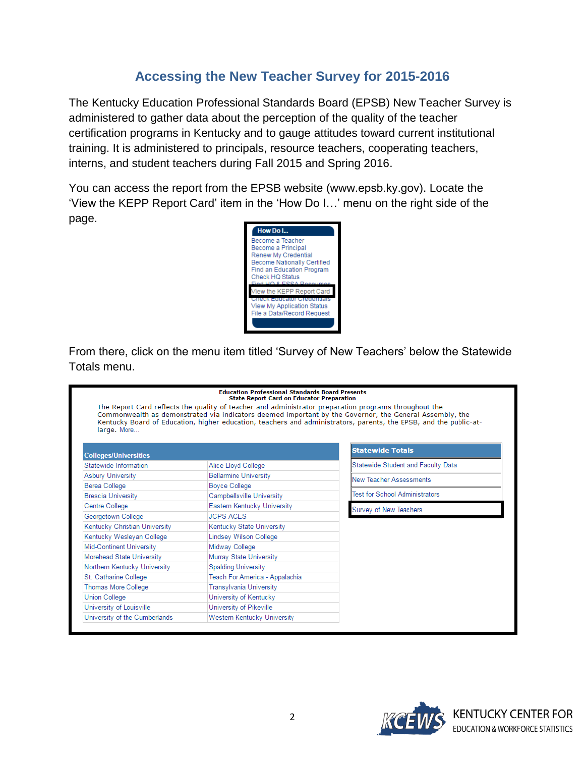# Accessing the New Teacher Survey for 2015-2016

The Kentucky Education Professional Standards Board (EPSB) New Teacher Survey is administered to gather data about the perception of the quality of the teacher certification programs in Kentucky and to gauge attitudes toward current institutional training. It is administered to principals, resource teachers, cooperating teachers, interns, and student teachers during Fall 2015 and Spring 2016.

You can access the report from the EPSB website (www.epsb.ky.gov). Locate the 'View the KEPP Report Card' item in the 'How Do I…' menu on the right side of the page.

**How Do I...**

- Become a Teacher
- Become a Principal
- Renew My Credential
- Become Nationally Certified
- Find an Education Program
- Check HQ Status
- Find HQ & ESSA Resources
- View the KEPP Report Card
- Check Educator Credentials
- View My Application Status
- File a Data/Record Request

From there, click on the menu item titled 'Survey of New Teachers' below the Statewide Totals menu.

**Education Professional Standards Board Presents**
**State Report Card on Educator Preparation**

The Report Card reflects the quality of teacher and administrator preparation programs throughout the Commonwealth as demonstrated via indicators deemed important by the Governor, the General Assembly, the Kentucky Board of Education, higher education, teachers and administrators, parents, the EPSB, and the public-at-large. More...

| Colleges/Universities | |
|---|---|
| Statewide Information | Alice Lloyd College |
| Asbury University | Bellarmine University |
| Berea College | Boyce College |
| Brescia University | Campbellsville University |
| Centre College | Eastern Kentucky University |
| Georgetown College | JCPS ACES |
| Kentucky Christian University | Kentucky State University |
| Kentucky Wesleyan College | Lindsey Wilson College |
| Mid-Continent University | Midway College |
| Morehead State University | Murray State University |
| Northern Kentucky University | Spalding University |
| St. Catharine College | Teach For America - Appalachia |
| Thomas More College | Transylvania University |
| Union College | University of Kentucky |
| University of Louisville | University of Pikeville |
| University of the Cumberlands | Western Kentucky University |

| Statewide Totals |
|---|
| Statewide Student and Faculty Data |
| New Teacher Assessments |
| Test for School Administrators |
| Survey of New Teachers |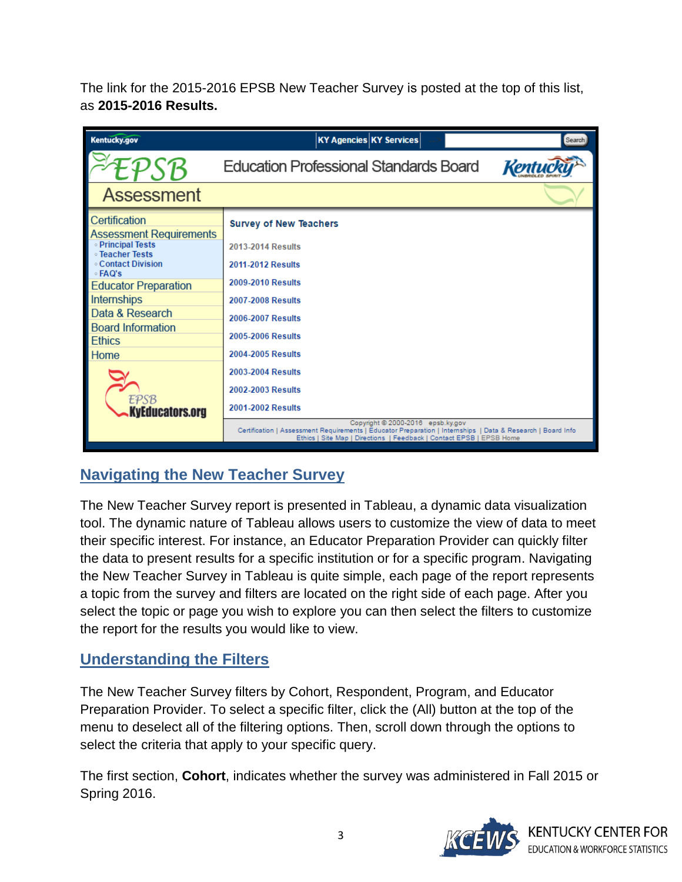The link for the 2015-2016 EPSB New Teacher Survey is posted at the top of this list, as **2015-2016 Results.**

Kentucky.gov | KY Agencies | KY Services | Search

EPSB Education Professional Standards Board Kentucky

Assessment

- Certification
- Assessment Requirements
  - Principal Tests
  - Teacher Tests
  - Contact Division
  - FAQ's
- Educator Preparation
- Internships
- Data & Research
- Board Information
- Ethics
- Home

EPSB KyEducators.org

**Survey of New Teachers**

- 2013-2014 Results
- 2011-2012 Results
- 2009-2010 Results
- 2007-2008 Results
- 2006-2007 Results
- 2005-2006 Results
- 2004-2005 Results
- 2003-2004 Results
- 2002-2003 Results
- 2001-2002 Results

Copyright © 2000-2016 epsb.ky.gov
Certification | Assessment Requirements | Educator Preparation | Internships | Data & Research | Board Info
Ethics | Site Map | Directions | Feedback | Contact EPSB | EPSB Home

## Navigating the New Teacher Survey

The New Teacher Survey report is presented in Tableau, a dynamic data visualization tool. The dynamic nature of Tableau allows users to customize the view of data to meet their specific interest. For instance, an Educator Preparation Provider can quickly filter the data to present results for a specific institution or for a specific program. Navigating the New Teacher Survey in Tableau is quite simple, each page of the report represents a topic from the survey and filters are located on the right side of each page. After you select the topic or page you wish to explore you can then select the filters to customize the report for the results you would like to view.

## Understanding the Filters

The New Teacher Survey filters by Cohort, Respondent, Program, and Educator Preparation Provider. To select a specific filter, click the (All) button at the top of the menu to deselect all of the filtering options. Then, scroll down through the options to select the criteria that apply to your specific query.

The first section, **Cohort**, indicates whether the survey was administered in Fall 2015 or Spring 2016.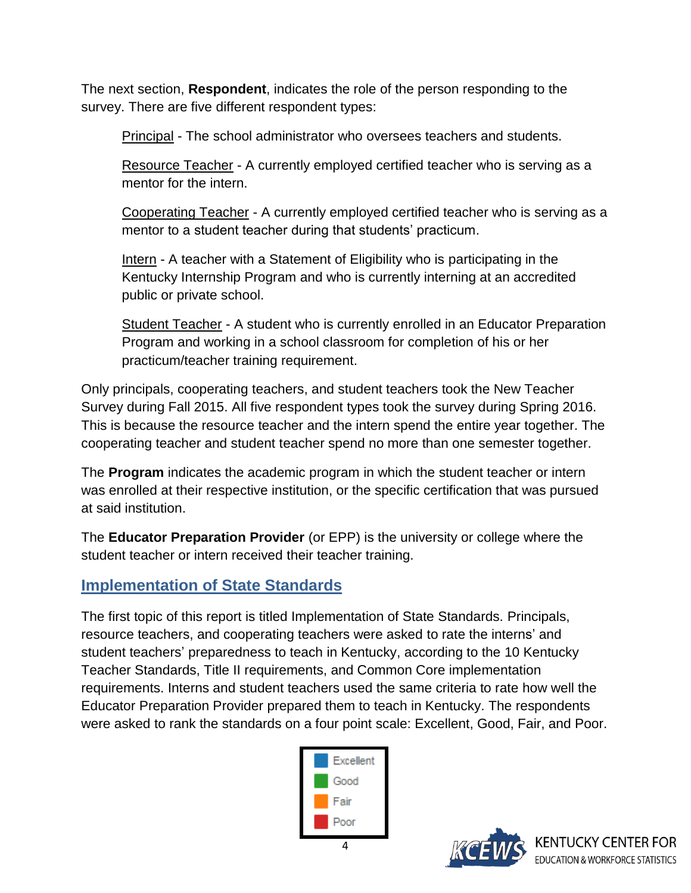The next section, **Respondent**, indicates the role of the person responding to the survey. There are five different respondent types:

Principal - The school administrator who oversees teachers and students.

Resource Teacher - A currently employed certified teacher who is serving as a mentor for the intern.

Cooperating Teacher - A currently employed certified teacher who is serving as a mentor to a student teacher during that students' practicum.

Intern - A teacher with a Statement of Eligibility who is participating in the Kentucky Internship Program and who is currently interning at an accredited public or private school.

Student Teacher - A student who is currently enrolled in an Educator Preparation Program and working in a school classroom for completion of his or her practicum/teacher training requirement.

Only principals, cooperating teachers, and student teachers took the New Teacher Survey during Fall 2015. All five respondent types took the survey during Spring 2016. This is because the resource teacher and the intern spend the entire year together. The cooperating teacher and student teacher spend no more than one semester together.

The **Program** indicates the academic program in which the student teacher or intern was enrolled at their respective institution, or the specific certification that was pursued at said institution.

The **Educator Preparation Provider** (or EPP) is the university or college where the student teacher or intern received their teacher training.

## Implementation of State Standards

The first topic of this report is titled Implementation of State Standards. Principals, resource teachers, and cooperating teachers were asked to rate the interns' and student teachers' preparedness to teach in Kentucky, according to the 10 Kentucky Teacher Standards, Title II requirements, and Common Core implementation requirements. Interns and student teachers used the same criteria to rate how well the Educator Preparation Provider prepared them to teach in Kentucky. The respondents were asked to rank the standards on a four point scale: Excellent, Good, Fair, and Poor.

Excellent
Good
Fair
Poor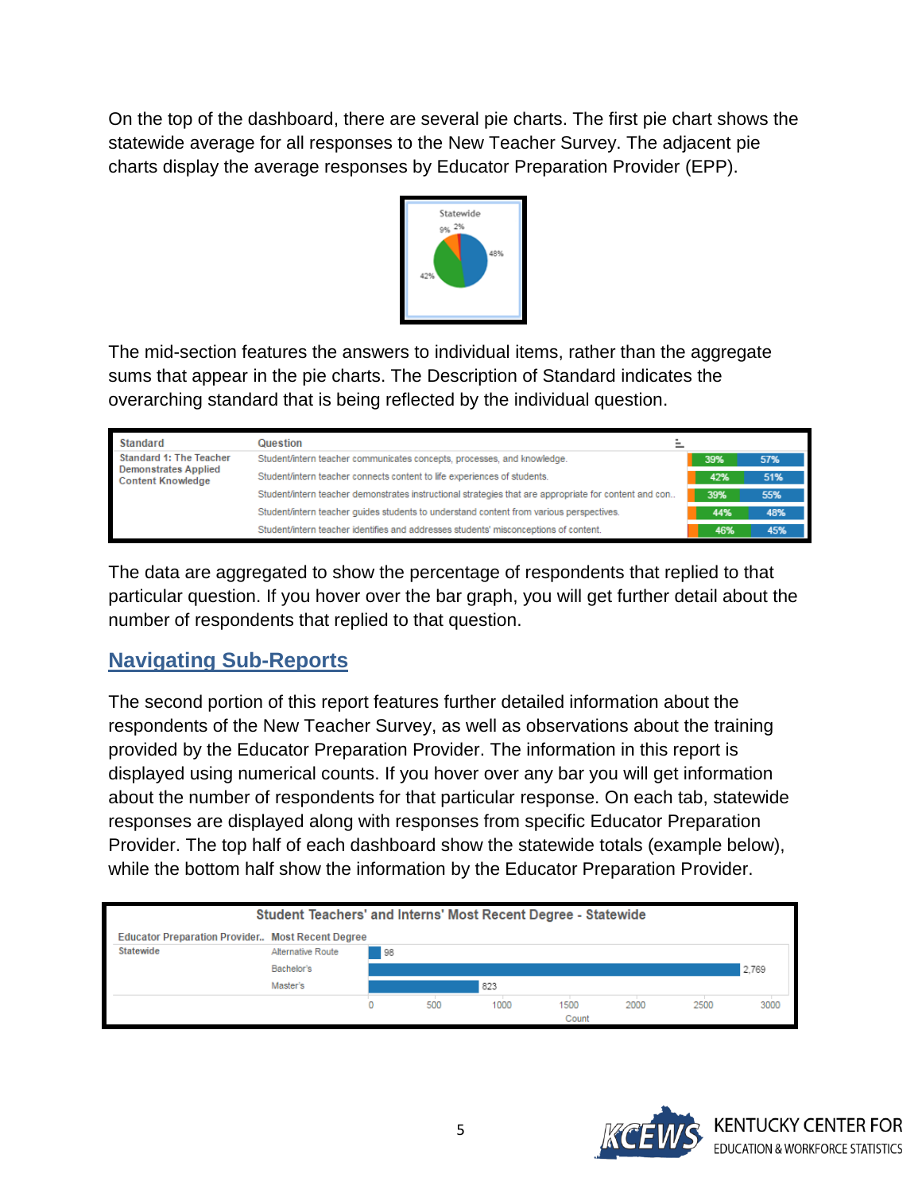On the top of the dashboard, there are several pie charts. The first pie chart shows the statewide average for all responses to the New Teacher Survey. The adjacent pie charts display the average responses by Educator Preparation Provider (EPP).

The mid-section features the answers to individual items, rather than the aggregate sums that appear in the pie charts. The Description of Standard indicates the overarching standard that is being reflected by the individual question.

The data are aggregated to show the percentage of respondents that replied to that particular question. If you hover over the bar graph, you will get further detail about the number of respondents that replied to that question.

## Navigating Sub-Reports

The second portion of this report features further detailed information about the respondents of the New Teacher Survey, as well as observations about the training provided by the Educator Preparation Provider. The information in this report is displayed using numerical counts. If you hover over any bar you will get information about the number of respondents for that particular response. On each tab, statewide responses are displayed along with responses from specific Educator Preparation Provider. The top half of each dashboard show the statewide totals (example below), while the bottom half show the information by the Educator Preparation Provider.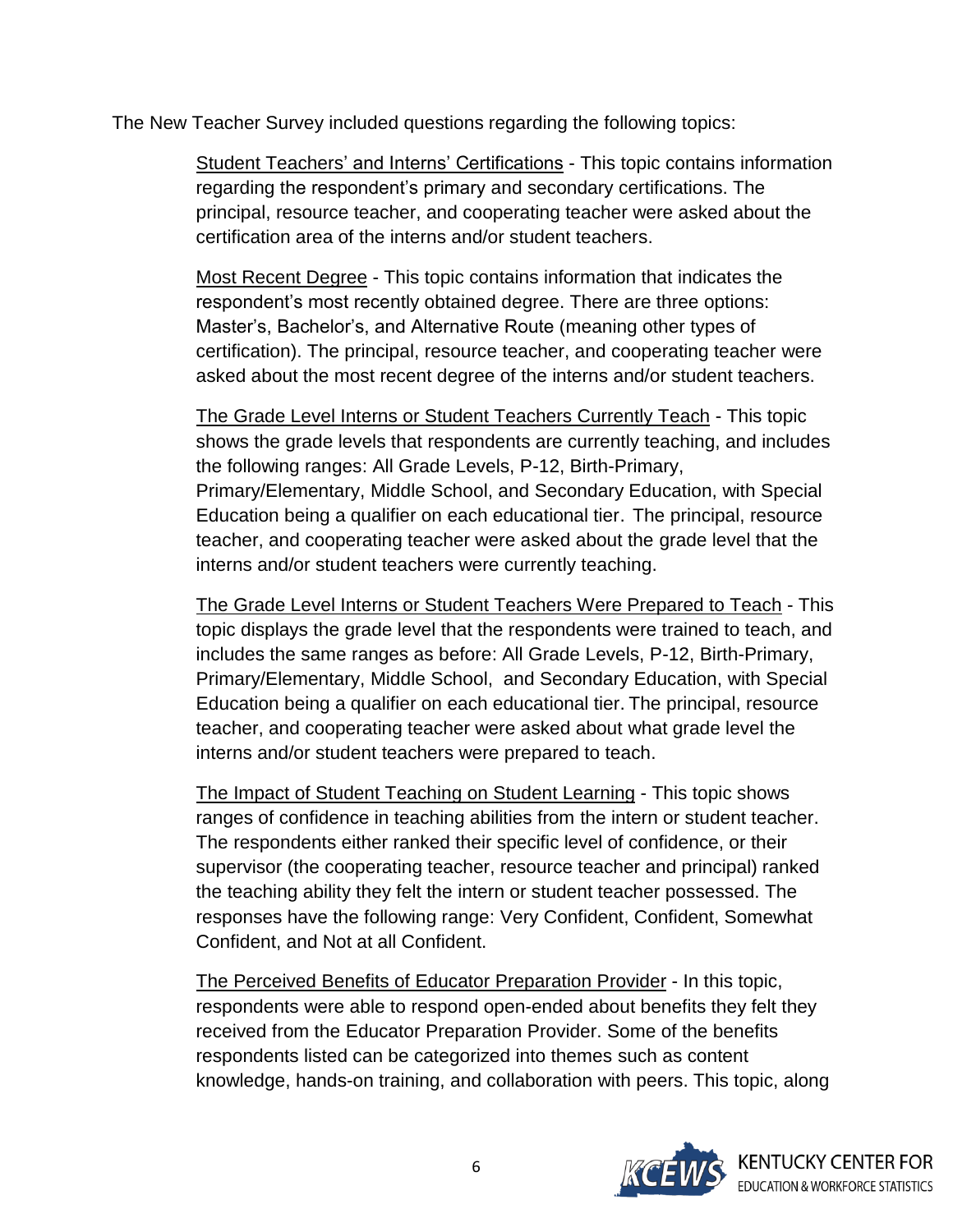The New Teacher Survey included questions regarding the following topics:

<u>Student Teachers' and Interns' Certifications</u> - This topic contains information regarding the respondent's primary and secondary certifications. The principal, resource teacher, and cooperating teacher were asked about the certification area of the interns and/or student teachers.

<u>Most Recent Degree</u> - This topic contains information that indicates the respondent's most recently obtained degree. There are three options: Master's, Bachelor's, and Alternative Route (meaning other types of certification). The principal, resource teacher, and cooperating teacher were asked about the most recent degree of the interns and/or student teachers.

<u>The Grade Level Interns or Student Teachers Currently Teach</u> - This topic shows the grade levels that respondents are currently teaching, and includes the following ranges: All Grade Levels, P-12, Birth-Primary, Primary/Elementary, Middle School, and Secondary Education, with Special Education being a qualifier on each educational tier. The principal, resource teacher, and cooperating teacher were asked about the grade level that the interns and/or student teachers were currently teaching.

<u>The Grade Level Interns or Student Teachers Were Prepared to Teach</u> - This topic displays the grade level that the respondents were trained to teach, and includes the same ranges as before: All Grade Levels, P-12, Birth-Primary, Primary/Elementary, Middle School, and Secondary Education, with Special Education being a qualifier on each educational tier. The principal, resource teacher, and cooperating teacher were asked about what grade level the interns and/or student teachers were prepared to teach.

<u>The Impact of Student Teaching on Student Learning</u> - This topic shows ranges of confidence in teaching abilities from the intern or student teacher. The respondents either ranked their specific level of confidence, or their supervisor (the cooperating teacher, resource teacher and principal) ranked the teaching ability they felt the intern or student teacher possessed. The responses have the following range: Very Confident, Confident, Somewhat Confident, and Not at all Confident.

<u>The Perceived Benefits of Educator Preparation Provider</u> - In this topic, respondents were able to respond open-ended about benefits they felt they received from the Educator Preparation Provider. Some of the benefits respondents listed can be categorized into themes such as content knowledge, hands-on training, and collaboration with peers. This topic, along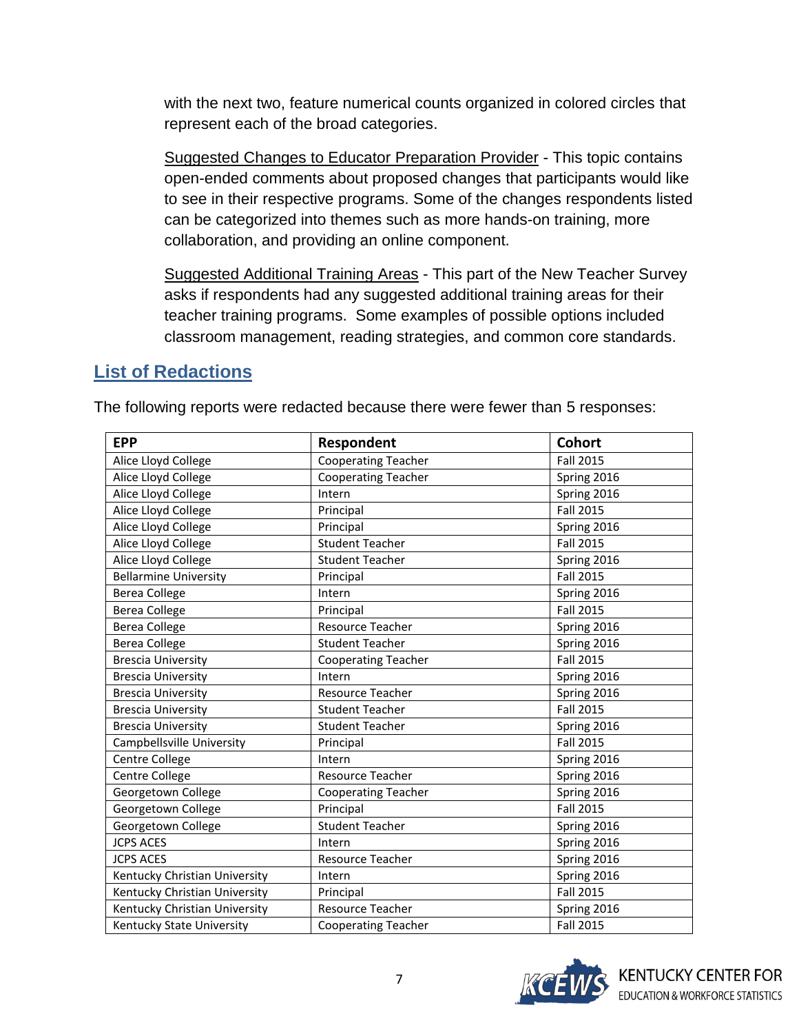with the next two, feature numerical counts organized in colored circles that represent each of the broad categories.

Suggested Changes to Educator Preparation Provider - This topic contains open-ended comments about proposed changes that participants would like to see in their respective programs. Some of the changes respondents listed can be categorized into themes such as more hands-on training, more collaboration, and providing an online component.

Suggested Additional Training Areas - This part of the New Teacher Survey asks if respondents had any suggested additional training areas for their teacher training programs. Some examples of possible options included classroom management, reading strategies, and common core standards.

## List of Redactions

The following reports were redacted because there were fewer than 5 responses:

| EPP | Respondent | Cohort |
|---|---|---|
| Alice Lloyd College | Cooperating Teacher | Fall 2015 |
| Alice Lloyd College | Cooperating Teacher | Spring 2016 |
| Alice Lloyd College | Intern | Spring 2016 |
| Alice Lloyd College | Principal | Fall 2015 |
| Alice Lloyd College | Principal | Spring 2016 |
| Alice Lloyd College | Student Teacher | Fall 2015 |
| Alice Lloyd College | Student Teacher | Spring 2016 |
| Bellarmine University | Principal | Fall 2015 |
| Berea College | Intern | Spring 2016 |
| Berea College | Principal | Fall 2015 |
| Berea College | Resource Teacher | Spring 2016 |
| Berea College | Student Teacher | Spring 2016 |
| Brescia University | Cooperating Teacher | Fall 2015 |
| Brescia University | Intern | Spring 2016 |
| Brescia University | Resource Teacher | Spring 2016 |
| Brescia University | Student Teacher | Fall 2015 |
| Brescia University | Student Teacher | Spring 2016 |
| Campbellsville University | Principal | Fall 2015 |
| Centre College | Intern | Spring 2016 |
| Centre College | Resource Teacher | Spring 2016 |
| Georgetown College | Cooperating Teacher | Spring 2016 |
| Georgetown College | Principal | Fall 2015 |
| Georgetown College | Student Teacher | Spring 2016 |
| JCPS ACES | Intern | Spring 2016 |
| JCPS ACES | Resource Teacher | Spring 2016 |
| Kentucky Christian University | Intern | Spring 2016 |
| Kentucky Christian University | Principal | Fall 2015 |
| Kentucky Christian University | Resource Teacher | Spring 2016 |
| Kentucky State University | Cooperating Teacher | Fall 2015 |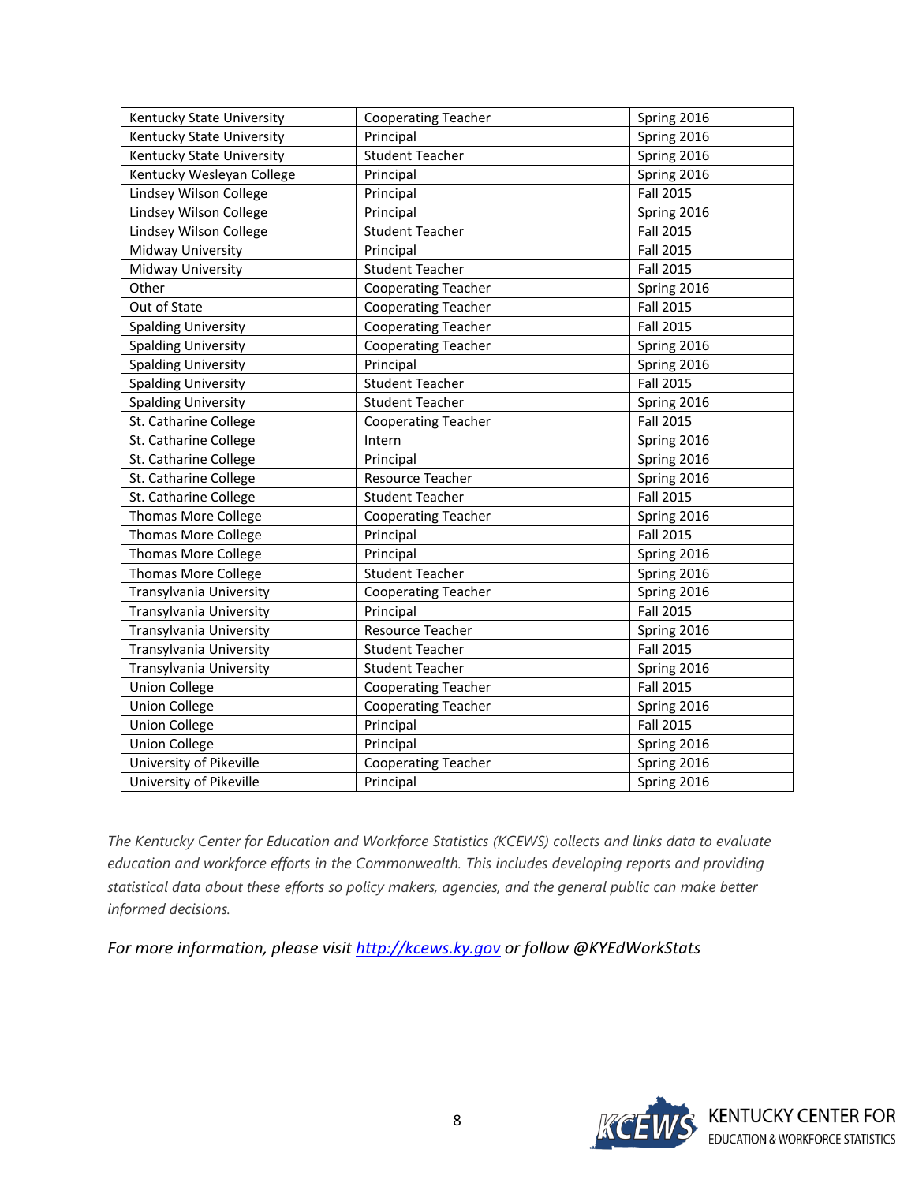| | | |
|---|---|---|
| Kentucky State University | Cooperating Teacher | Spring 2016 |
| Kentucky State University | Principal | Spring 2016 |
| Kentucky State University | Student Teacher | Spring 2016 |
| Kentucky Wesleyan College | Principal | Spring 2016 |
| Lindsey Wilson College | Principal | Fall 2015 |
| Lindsey Wilson College | Principal | Spring 2016 |
| Lindsey Wilson College | Student Teacher | Fall 2015 |
| Midway University | Principal | Fall 2015 |
| Midway University | Student Teacher | Fall 2015 |
| Other | Cooperating Teacher | Spring 2016 |
| Out of State | Cooperating Teacher | Fall 2015 |
| Spalding University | Cooperating Teacher | Fall 2015 |
| Spalding University | Cooperating Teacher | Spring 2016 |
| Spalding University | Principal | Spring 2016 |
| Spalding University | Student Teacher | Fall 2015 |
| Spalding University | Student Teacher | Spring 2016 |
| St. Catharine College | Cooperating Teacher | Fall 2015 |
| St. Catharine College | Intern | Spring 2016 |
| St. Catharine College | Principal | Spring 2016 |
| St. Catharine College | Resource Teacher | Spring 2016 |
| St. Catharine College | Student Teacher | Fall 2015 |
| Thomas More College | Cooperating Teacher | Spring 2016 |
| Thomas More College | Principal | Fall 2015 |
| Thomas More College | Principal | Spring 2016 |
| Thomas More College | Student Teacher | Spring 2016 |
| Transylvania University | Cooperating Teacher | Spring 2016 |
| Transylvania University | Principal | Fall 2015 |
| Transylvania University | Resource Teacher | Spring 2016 |
| Transylvania University | Student Teacher | Fall 2015 |
| Transylvania University | Student Teacher | Spring 2016 |
| Union College | Cooperating Teacher | Fall 2015 |
| Union College | Cooperating Teacher | Spring 2016 |
| Union College | Principal | Fall 2015 |
| Union College | Principal | Spring 2016 |
| University of Pikeville | Cooperating Teacher | Spring 2016 |
| University of Pikeville | Principal | Spring 2016 |

*The Kentucky Center for Education and Workforce Statistics (KCEWS) collects and links data to evaluate education and workforce efforts in the Commonwealth. This includes developing reports and providing statistical data about these efforts so policy makers, agencies, and the general public can make better informed decisions.*

*For more information, please visit [http://kcews.ky.gov](http://kcews.ky.gov) or follow @KYEdWorkStats*

KCEWS KENTUCKY CENTER FOR EDUCATION & WORKFORCE STATISTICS